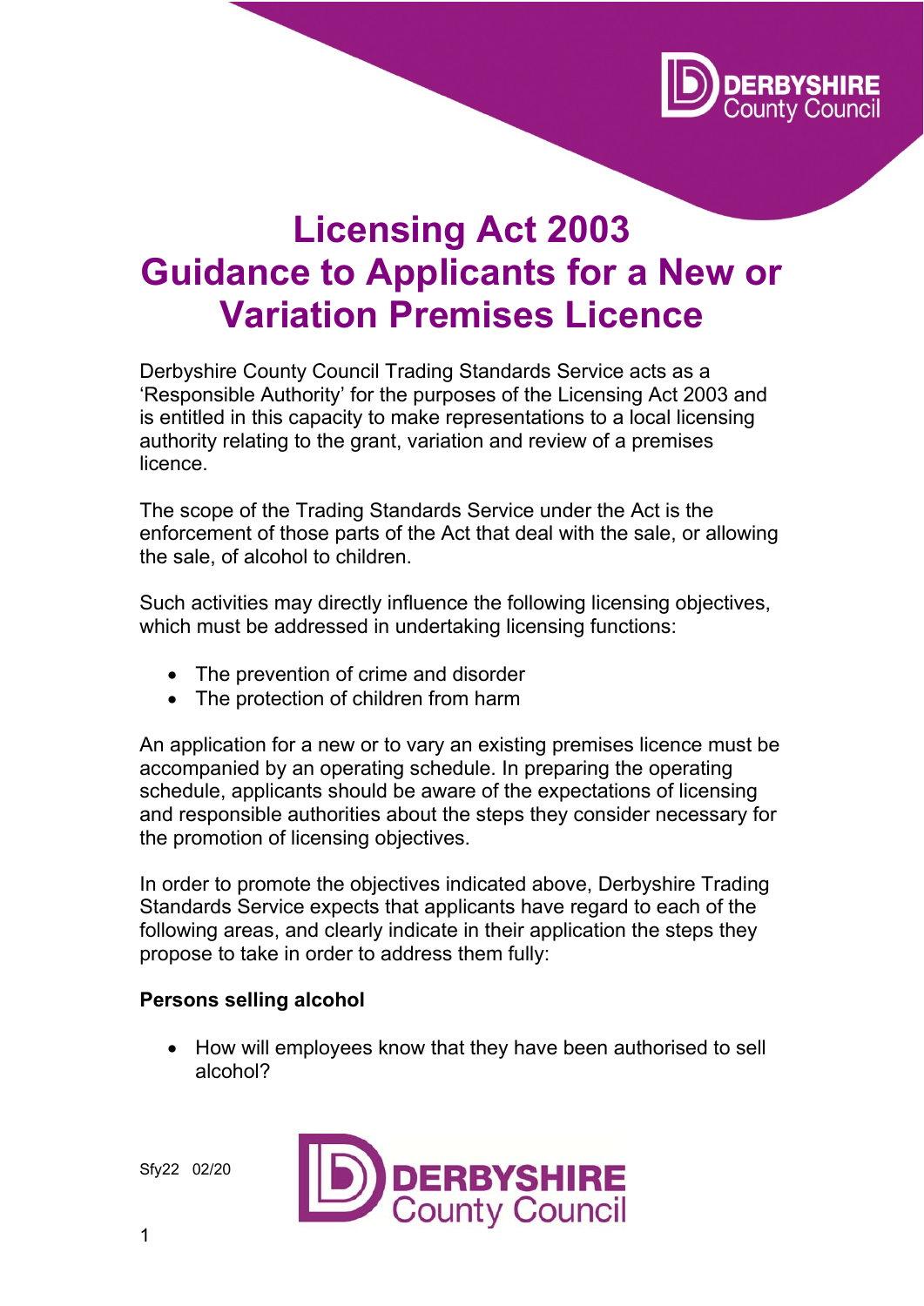# Licensing Act 2003
# Guidance to Applicants for a New or Variation Premises Licence

Derbyshire County Council Trading Standards Service acts as a 'Responsible Authority' for the purposes of the Licensing Act 2003 and is entitled in this capacity to make representations to a local licensing authority relating to the grant, variation and review of a premises licence.

The scope of the Trading Standards Service under the Act is the enforcement of those parts of the Act that deal with the sale, or allowing the sale, of alcohol to children.

Such activities may directly influence the following licensing objectives, which must be addressed in undertaking licensing functions:

- The prevention of crime and disorder
- The protection of children from harm

An application for a new or to vary an existing premises licence must be accompanied by an operating schedule. In preparing the operating schedule, applicants should be aware of the expectations of licensing and responsible authorities about the steps they consider necessary for the promotion of licensing objectives.

In order to promote the objectives indicated above, Derbyshire Trading Standards Service expects that applicants have regard to each of the following areas, and clearly indicate in their application the steps they propose to take in order to address them fully:

**Persons selling alcohol**

- How will employees know that they have been authorised to sell alcohol?

Sfy22 02/20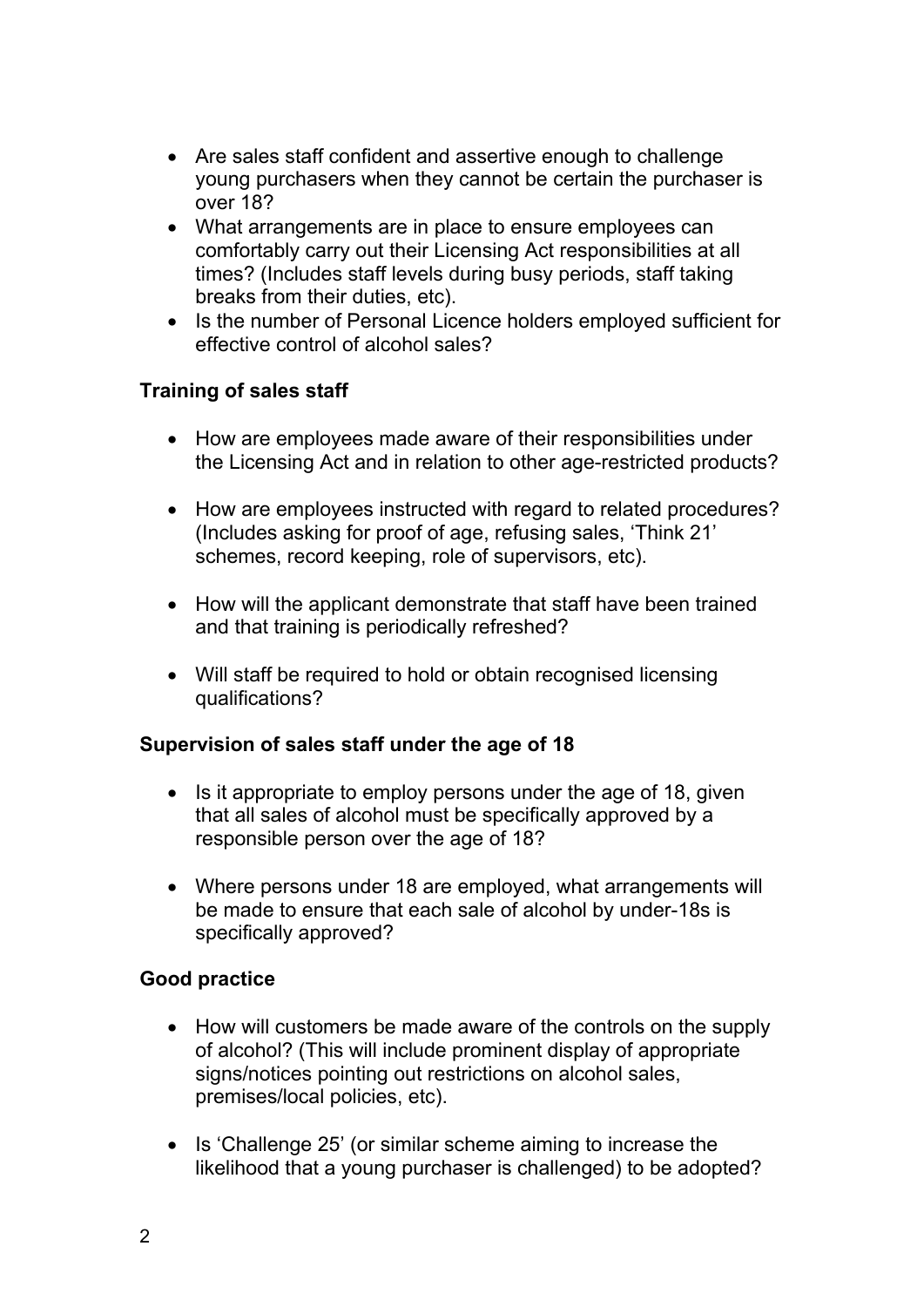- Are sales staff confident and assertive enough to challenge young purchasers when they cannot be certain the purchaser is over 18?
- What arrangements are in place to ensure employees can comfortably carry out their Licensing Act responsibilities at all times? (Includes staff levels during busy periods, staff taking breaks from their duties, etc).
- Is the number of Personal Licence holders employed sufficient for effective control of alcohol sales?

**Training of sales staff**

- How are employees made aware of their responsibilities under the Licensing Act and in relation to other age-restricted products?

- How are employees instructed with regard to related procedures? (Includes asking for proof of age, refusing sales, 'Think 21' schemes, record keeping, role of supervisors, etc).

- How will the applicant demonstrate that staff have been trained and that training is periodically refreshed?

- Will staff be required to hold or obtain recognised licensing qualifications?

**Supervision of sales staff under the age of 18**

- Is it appropriate to employ persons under the age of 18, given that all sales of alcohol must be specifically approved by a responsible person over the age of 18?

- Where persons under 18 are employed, what arrangements will be made to ensure that each sale of alcohol by under-18s is specifically approved?

**Good practice**

- How will customers be made aware of the controls on the supply of alcohol? (This will include prominent display of appropriate signs/notices pointing out restrictions on alcohol sales, premises/local policies, etc).

- Is 'Challenge 25' (or similar scheme aiming to increase the likelihood that a young purchaser is challenged) to be adopted?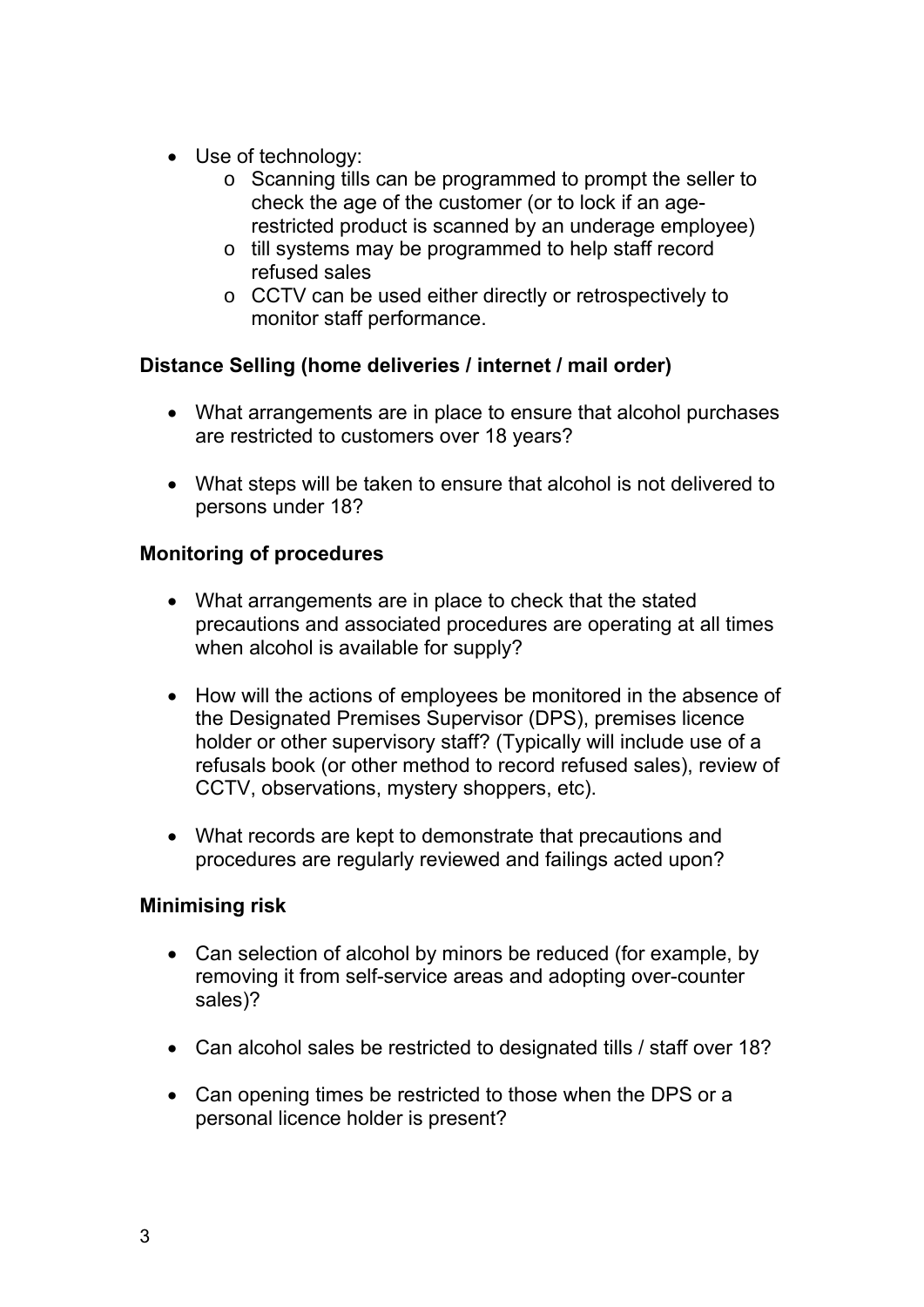- Use of technology:
    - Scanning tills can be programmed to prompt the seller to check the age of the customer (or to lock if an age-restricted product is scanned by an underage employee)
    - till systems may be programmed to help staff record refused sales
    - CCTV can be used either directly or retrospectively to monitor staff performance.

**Distance Selling (home deliveries / internet / mail order)**

- What arrangements are in place to ensure that alcohol purchases are restricted to customers over 18 years?

- What steps will be taken to ensure that alcohol is not delivered to persons under 18?

**Monitoring of procedures**

- What arrangements are in place to check that the stated precautions and associated procedures are operating at all times when alcohol is available for supply?

- How will the actions of employees be monitored in the absence of the Designated Premises Supervisor (DPS), premises licence holder or other supervisory staff? (Typically will include use of a refusals book (or other method to record refused sales), review of CCTV, observations, mystery shoppers, etc).

- What records are kept to demonstrate that precautions and procedures are regularly reviewed and failings acted upon?

**Minimising risk**

- Can selection of alcohol by minors be reduced (for example, by removing it from self-service areas and adopting over-counter sales)?

- Can alcohol sales be restricted to designated tills / staff over 18?

- Can opening times be restricted to those when the DPS or a personal licence holder is present?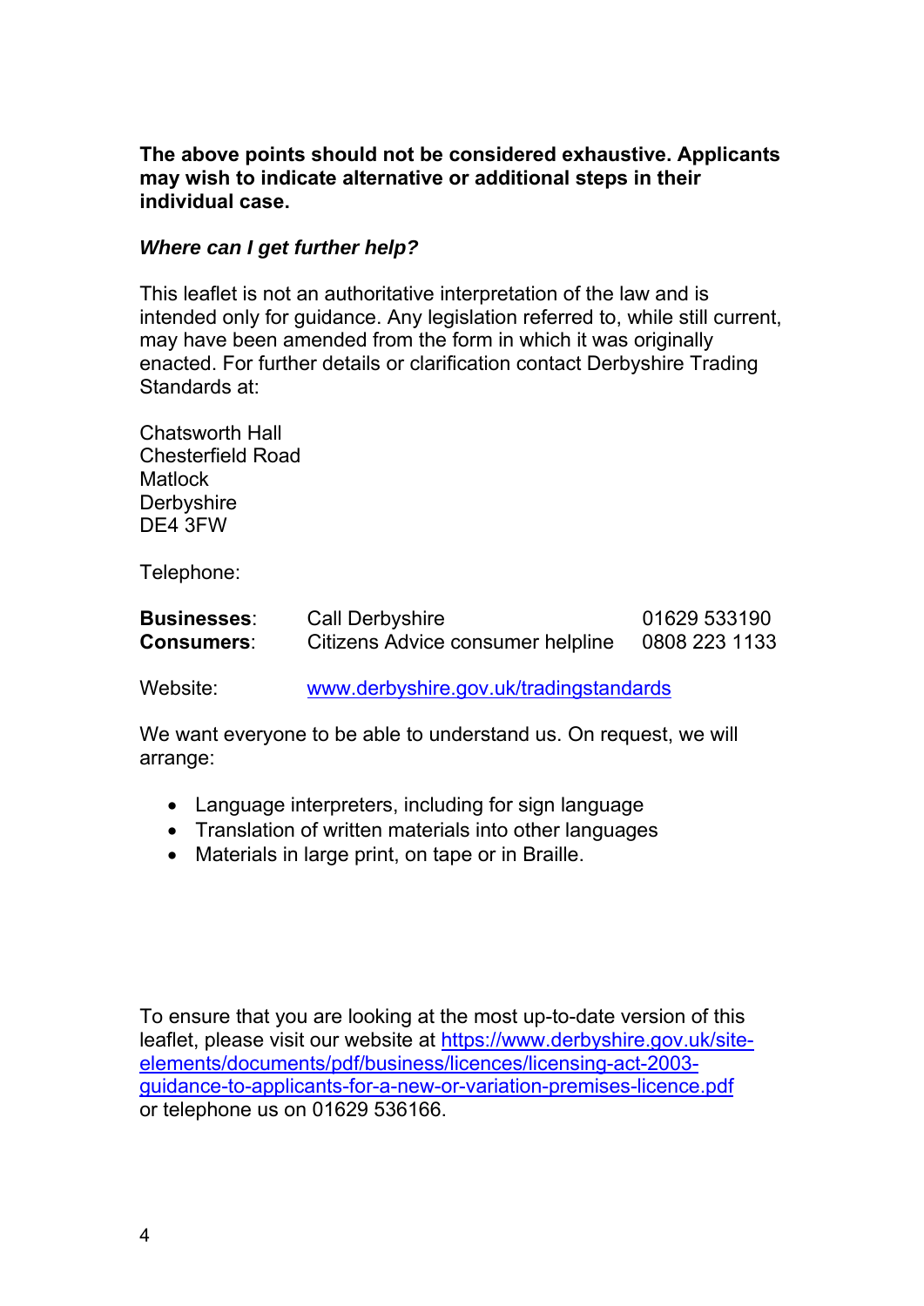**The above points should not be considered exhaustive. Applicants may wish to indicate alternative or additional steps in their individual case.**

***Where can I get further help?***

This leaflet is not an authoritative interpretation of the law and is intended only for guidance. Any legislation referred to, while still current, may have been amended from the form in which it was originally enacted. For further details or clarification contact Derbyshire Trading Standards at:

Chatsworth Hall
Chesterfield Road
Matlock
Derbyshire
DE4 3FW

Telephone:

| | | |
|---|---|---|
| **Businesses**: | Call Derbyshire | 01629 533190 |
| **Consumers**: | Citizens Advice consumer helpline | 0808 223 1133 |

Website: [www.derbyshire.gov.uk/tradingstandards](http://www.derbyshire.gov.uk/tradingstandards)

We want everyone to be able to understand us. On request, we will arrange:

- Language interpreters, including for sign language
- Translation of written materials into other languages
- Materials in large print, on tape or in Braille.

To ensure that you are looking at the most up-to-date version of this leaflet, please visit our website at [https://www.derbyshire.gov.uk/site-elements/documents/pdf/business/licences/licensing-act-2003-guidance-to-applicants-for-a-new-or-variation-premises-licence.pdf](https://www.derbyshire.gov.uk/site-elements/documents/pdf/business/licences/licensing-act-2003-guidance-to-applicants-for-a-new-or-variation-premises-licence.pdf) or telephone us on 01629 536166.